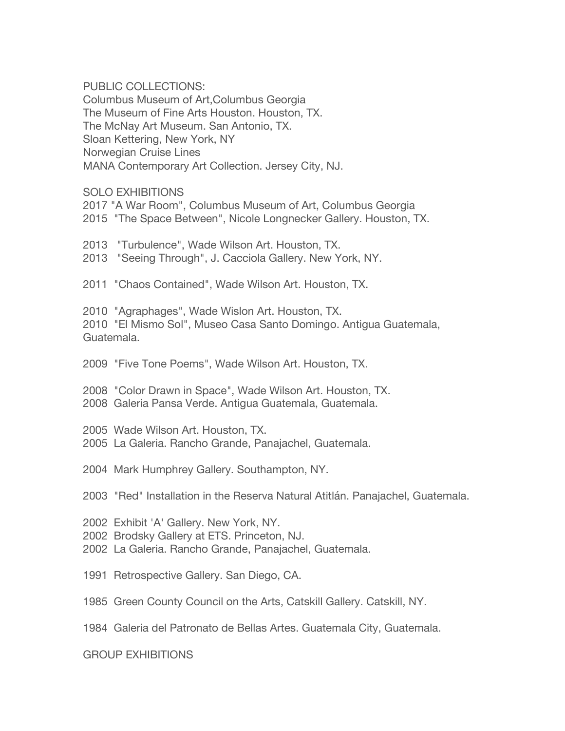## PUBLIC COLLECTIONS:

Columbus Museum of Art,Columbus Georgia
The Museum of Fine Arts Houston. Houston, TX.
The McNay Art Museum. San Antonio, TX.
Sloan Kettering, New York, NY
Norwegian Cruise Lines
MANA Contemporary Art Collection. Jersey City, NJ.

## SOLO EXHIBITIONS

2017 "A War Room", Columbus Museum of Art, Columbus Georgia
2015 "The Space Between", Nicole Longnecker Gallery. Houston, TX.

2013 "Turbulence", Wade Wilson Art. Houston, TX.
2013 "Seeing Through", J. Cacciola Gallery. New York, NY.

2011 "Chaos Contained", Wade Wilson Art. Houston, TX.

2010 "Agraphages", Wade Wislon Art. Houston, TX.
2010 "El Mismo Sol", Museo Casa Santo Domingo. Antigua Guatemala, Guatemala.

2009 "Five Tone Poems", Wade Wilson Art. Houston, TX.

2008 "Color Drawn in Space", Wade Wilson Art. Houston, TX.
2008 Galeria Pansa Verde. Antigua Guatemala, Guatemala.

2005 Wade Wilson Art. Houston, TX.
2005 La Galeria. Rancho Grande, Panajachel, Guatemala.

2004 Mark Humphrey Gallery. Southampton, NY.

2003 "Red" Installation in the Reserva Natural Atitlán. Panajachel, Guatemala.

2002 Exhibit 'A' Gallery. New York, NY.
2002 Brodsky Gallery at ETS. Princeton, NJ.
2002 La Galeria. Rancho Grande, Panajachel, Guatemala.

1991 Retrospective Gallery. San Diego, CA.

1985 Green County Council on the Arts, Catskill Gallery. Catskill, NY.

1984 Galeria del Patronato de Bellas Artes. Guatemala City, Guatemala.

## GROUP EXHIBITIONS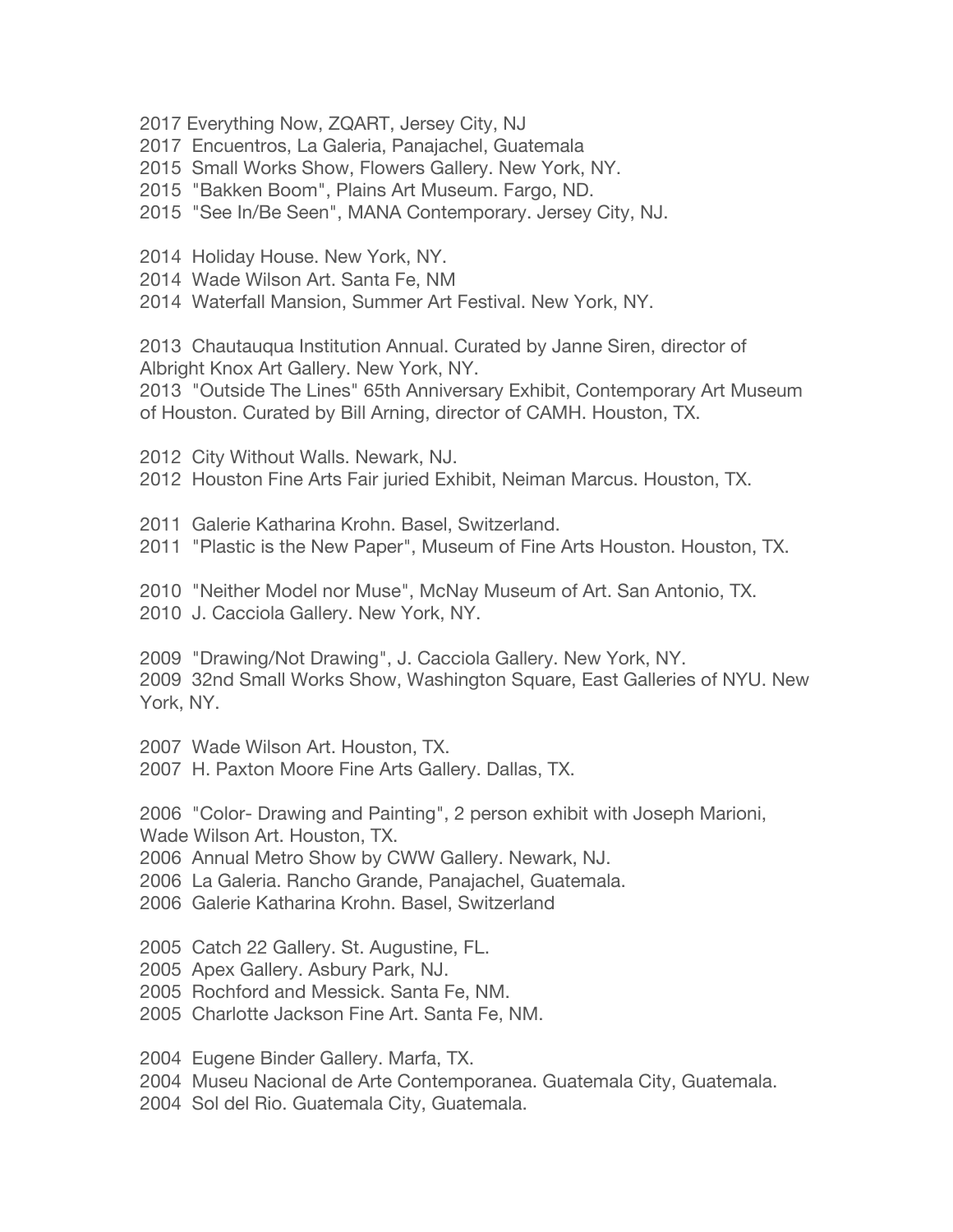2017 Everything Now, ZQART, Jersey City, NJ
2017 Encuentros, La Galeria, Panajachel, Guatemala
2015 Small Works Show, Flowers Gallery. New York, NY.
2015 "Bakken Boom", Plains Art Museum. Fargo, ND.
2015 "See In/Be Seen", MANA Contemporary. Jersey City, NJ.

2014 Holiday House. New York, NY.
2014 Wade Wilson Art. Santa Fe, NM
2014 Waterfall Mansion, Summer Art Festival. New York, NY.

2013 Chautauqua Institution Annual. Curated by Janne Siren, director of Albright Knox Art Gallery. New York, NY.
2013 "Outside The Lines" 65th Anniversary Exhibit, Contemporary Art Museum of Houston. Curated by Bill Arning, director of CAMH. Houston, TX.

2012 City Without Walls. Newark, NJ.
2012 Houston Fine Arts Fair juried Exhibit, Neiman Marcus. Houston, TX.

2011 Galerie Katharina Krohn. Basel, Switzerland.
2011 "Plastic is the New Paper", Museum of Fine Arts Houston. Houston, TX.

2010 "Neither Model nor Muse", McNay Museum of Art. San Antonio, TX.
2010 J. Cacciola Gallery. New York, NY.

2009 "Drawing/Not Drawing", J. Cacciola Gallery. New York, NY.
2009 32nd Small Works Show, Washington Square, East Galleries of NYU. New York, NY.

2007 Wade Wilson Art. Houston, TX.
2007 H. Paxton Moore Fine Arts Gallery. Dallas, TX.

2006 "Color- Drawing and Painting", 2 person exhibit with Joseph Marioni, Wade Wilson Art. Houston, TX.
2006 Annual Metro Show by CWW Gallery. Newark, NJ.
2006 La Galeria. Rancho Grande, Panajachel, Guatemala.
2006 Galerie Katharina Krohn. Basel, Switzerland

2005 Catch 22 Gallery. St. Augustine, FL.
2005 Apex Gallery. Asbury Park, NJ.
2005 Rochford and Messick. Santa Fe, NM.
2005 Charlotte Jackson Fine Art. Santa Fe, NM.

2004 Eugene Binder Gallery. Marfa, TX.
2004 Museu Nacional de Arte Contemporanea. Guatemala City, Guatemala.
2004 Sol del Rio. Guatemala City, Guatemala.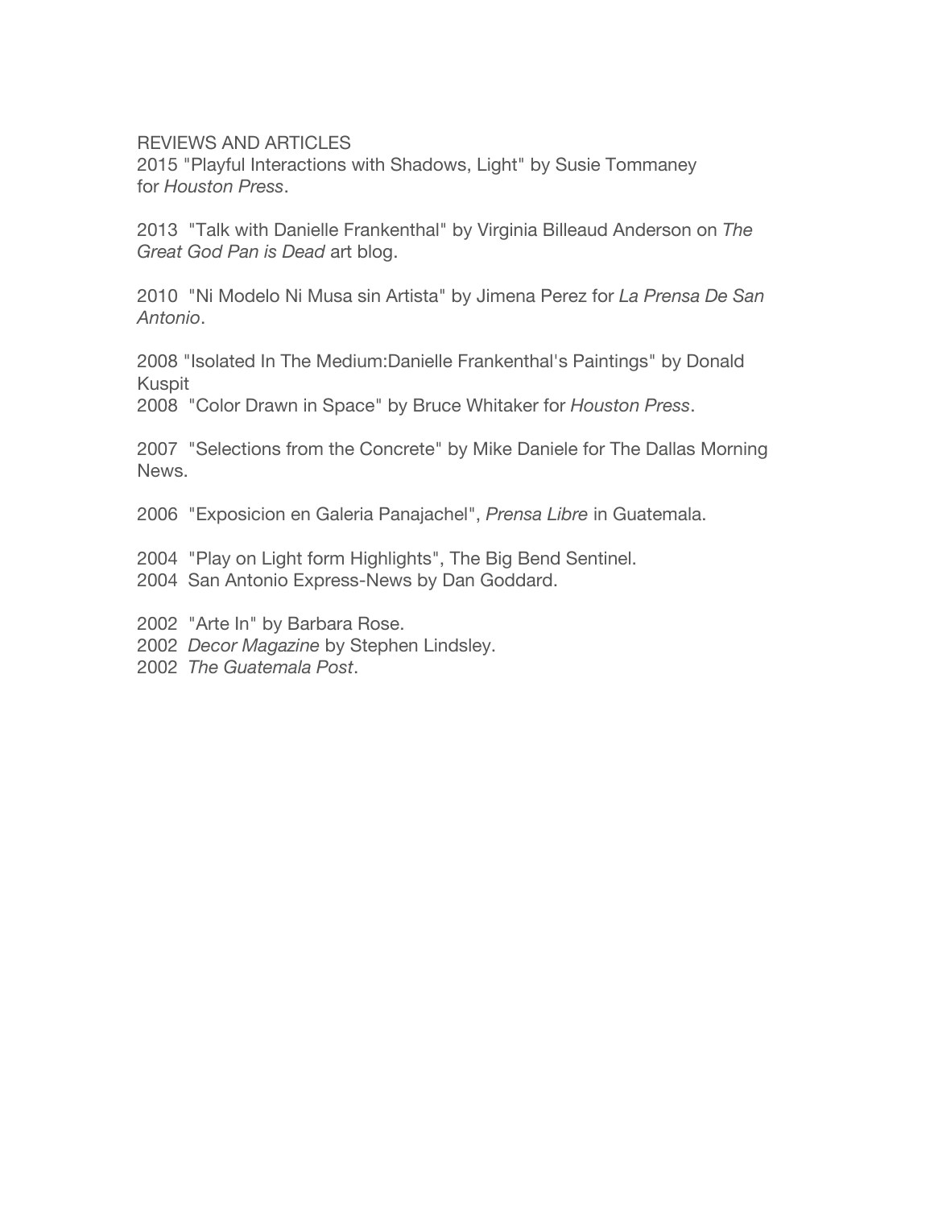REVIEWS AND ARTICLES

2015 "Playful Interactions with Shadows, Light" by Susie Tommaney for *Houston Press*.

2013 "Talk with Danielle Frankenthal" by Virginia Billeaud Anderson on *The Great God Pan is Dead* art blog.

2010 "Ni Modelo Ni Musa sin Artista" by Jimena Perez for *La Prensa De San Antonio*.

2008 "Isolated In The Medium:Danielle Frankenthal's Paintings" by Donald Kuspit
2008 "Color Drawn in Space" by Bruce Whitaker for *Houston Press*.

2007 "Selections from the Concrete" by Mike Daniele for The Dallas Morning News.

2006 "Exposicion en Galeria Panajachel", *Prensa Libre* in Guatemala.

2004 "Play on Light form Highlights", The Big Bend Sentinel.
2004 San Antonio Express-News by Dan Goddard.

2002 "Arte In" by Barbara Rose.
2002 *Decor Magazine* by Stephen Lindsley.
2002 *The Guatemala Post*.